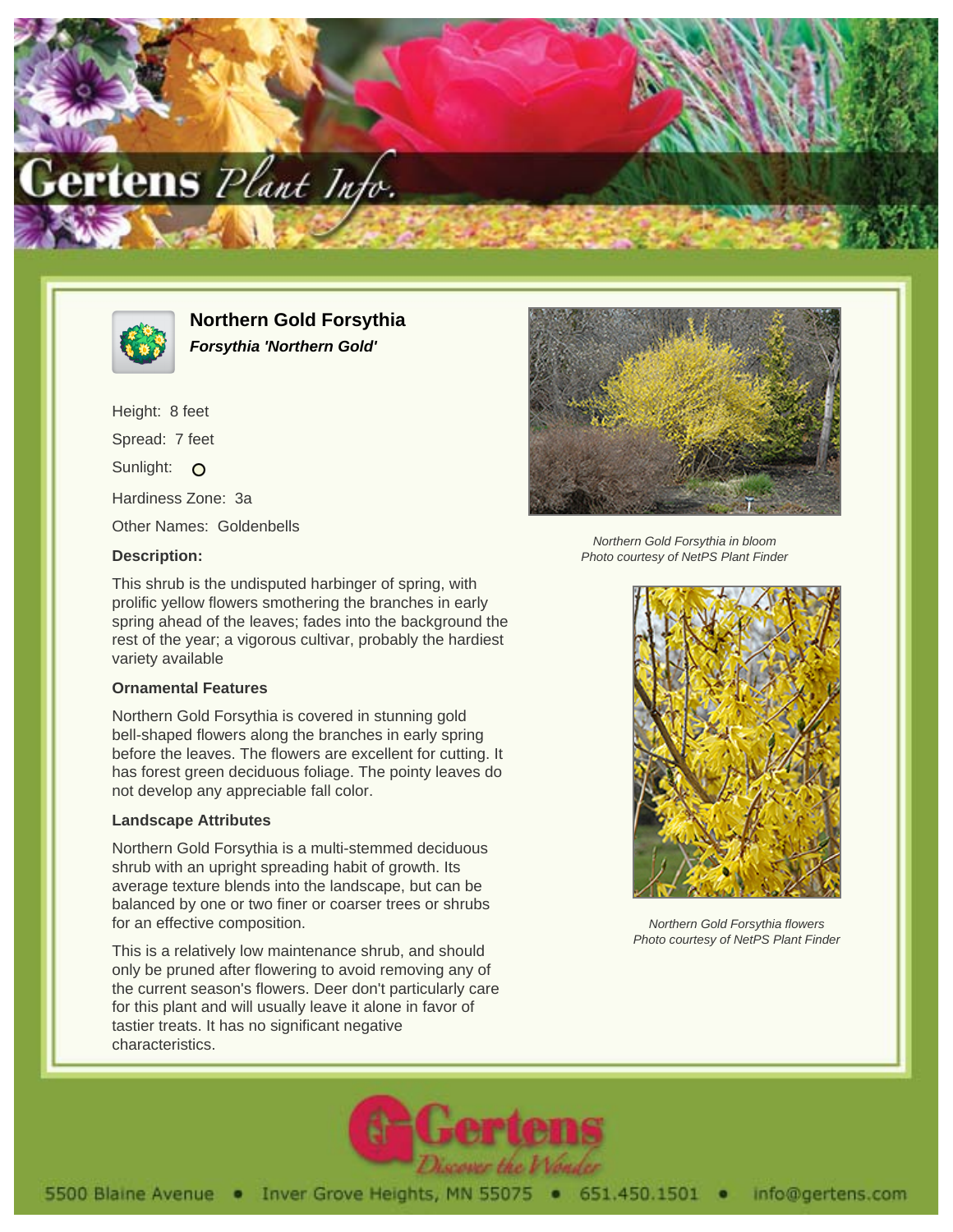# Northern Gold Forsythia

***Forsythia 'Northern Gold'***

Height: 8 feet

Spread: 7 feet

Sunlight: O

Hardiness Zone: 3a

Other Names: Goldenbells

**Description:**

This shrub is the undisputed harbinger of spring, with prolific yellow flowers smothering the branches in early spring ahead of the leaves; fades into the background the rest of the year; a vigorous cultivar, probably the hardiest variety available

### Ornamental Features

Northern Gold Forsythia is covered in stunning gold bell-shaped flowers along the branches in early spring before the leaves. The flowers are excellent for cutting. It has forest green deciduous foliage. The pointy leaves do not develop any appreciable fall color.

### Landscape Attributes

Northern Gold Forsythia is a multi-stemmed deciduous shrub with an upright spreading habit of growth. Its average texture blends into the landscape, but can be balanced by one or two finer or coarser trees or shrubs for an effective composition.

This is a relatively low maintenance shrub, and should only be pruned after flowering to avoid removing any of the current season's flowers. Deer don't particularly care for this plant and will usually leave it alone in favor of tastier treats. It has no significant negative characteristics.

*Northern Gold Forsythia in bloom*
*Photo courtesy of NetPS Plant Finder*

*Northern Gold Forsythia flowers*
*Photo courtesy of NetPS Plant Finder*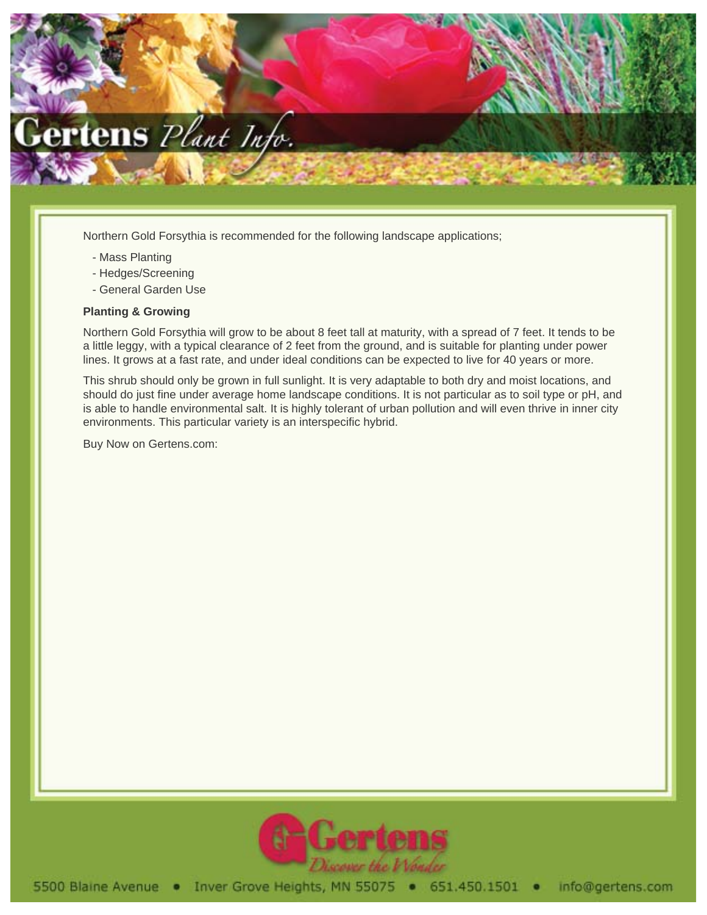Northern Gold Forsythia is recommended for the following landscape applications;

- Mass Planting
- Hedges/Screening
- General Garden Use

**Planting & Growing**

Northern Gold Forsythia will grow to be about 8 feet tall at maturity, with a spread of 7 feet. It tends to be a little leggy, with a typical clearance of 2 feet from the ground, and is suitable for planting under power lines. It grows at a fast rate, and under ideal conditions can be expected to live for 40 years or more.

This shrub should only be grown in full sunlight. It is very adaptable to both dry and moist locations, and should do just fine under average home landscape conditions. It is not particular as to soil type or pH, and is able to handle environmental salt. It is highly tolerant of urban pollution and will even thrive in inner city environments. This particular variety is an interspecific hybrid.

Buy Now on Gertens.com: